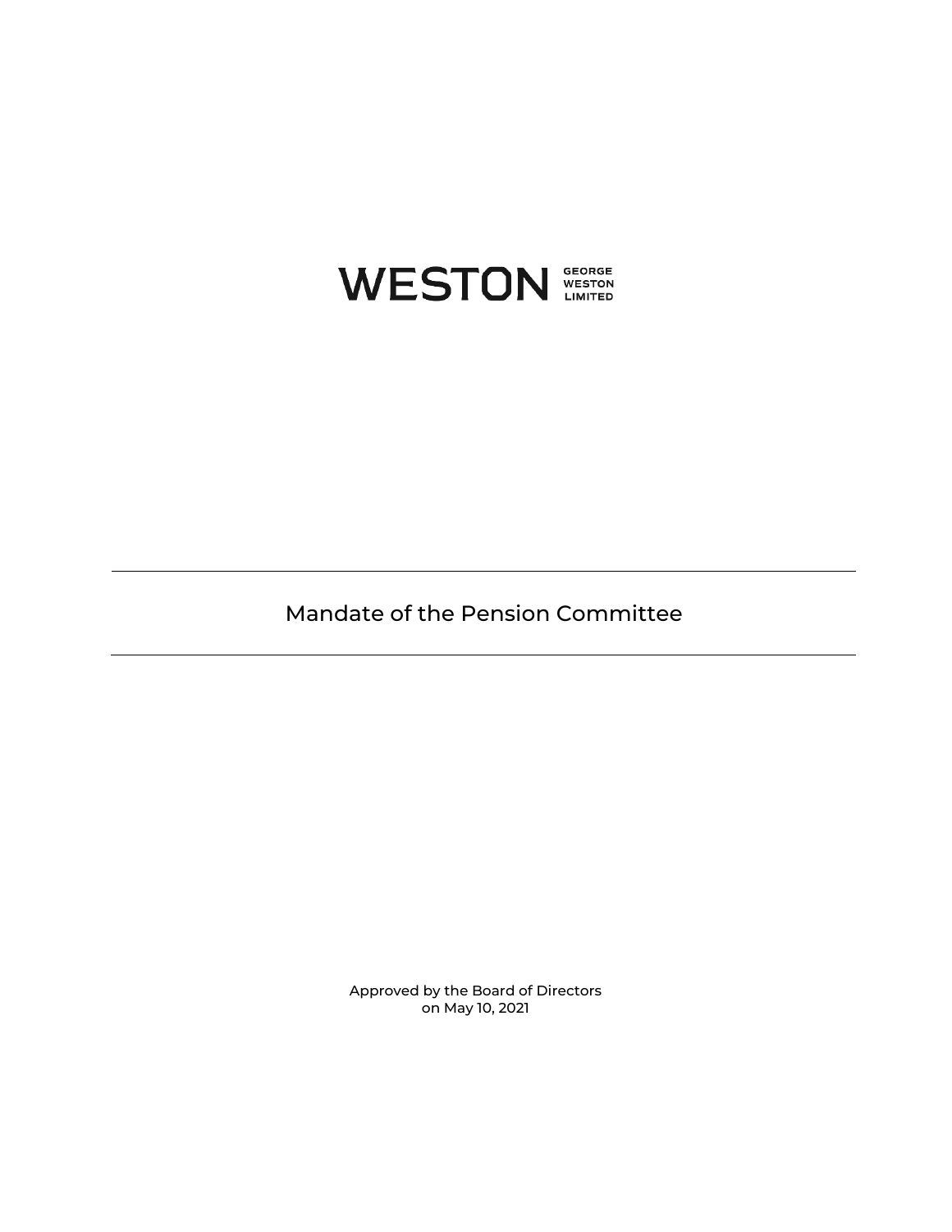WESTON GEORGE WESTON LIMITED

# Mandate of the Pension Committee

Approved by the Board of Directors
on May 10, 2021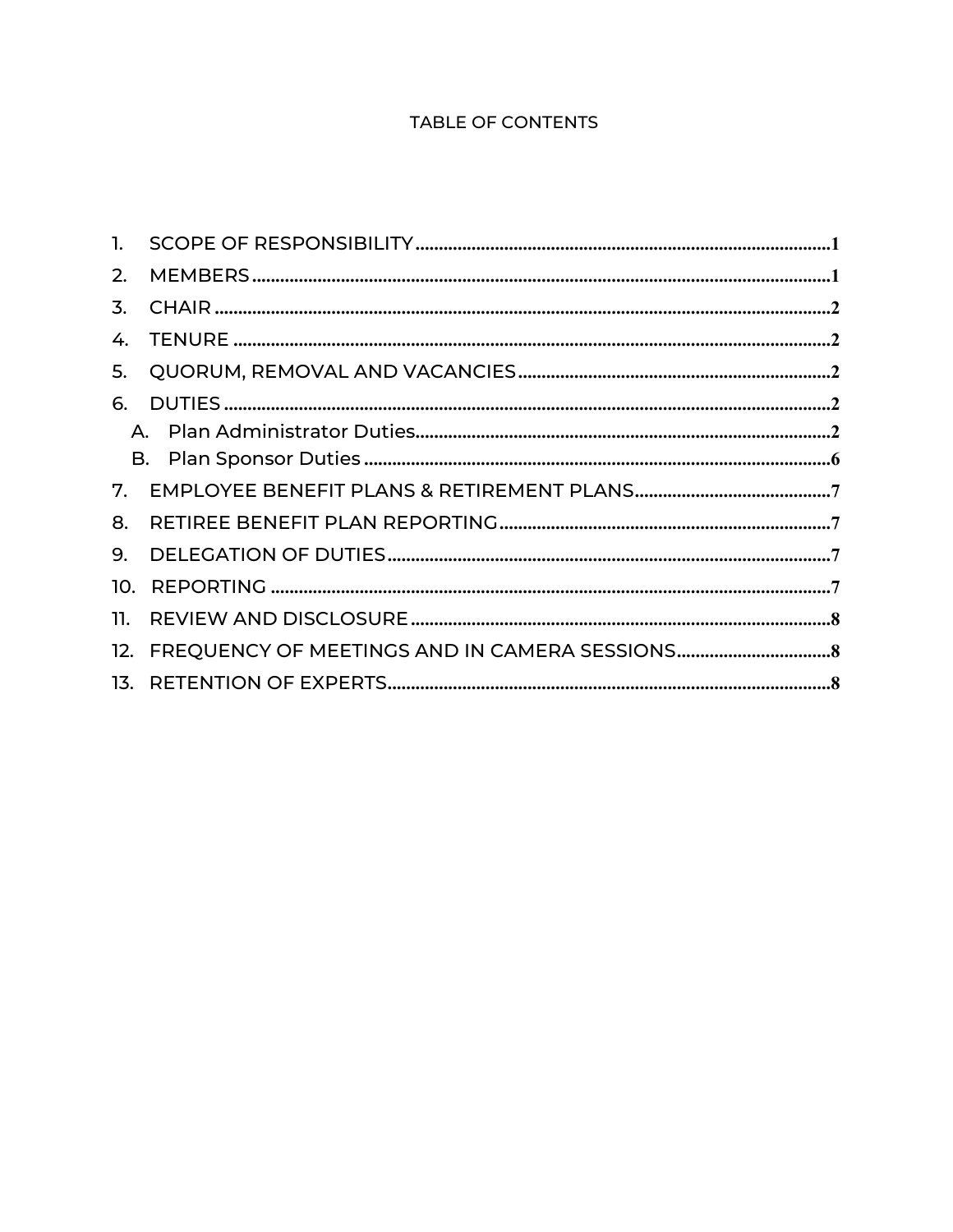# TABLE OF CONTENTS

1. SCOPE OF RESPONSIBILITY ........................................ 1
2. MEMBERS ........................................ 1
3. CHAIR ........................................ 2
4. TENURE ........................................ 2
5. QUORUM, REMOVAL AND VACANCIES ........................................ 2
6. DUTIES ........................................ 2
   - A. Plan Administrator Duties ........................................ 2
   - B. Plan Sponsor Duties ........................................ 6
7. EMPLOYEE BENEFIT PLANS & RETIREMENT PLANS ........................................ 7
8. RETIREE BENEFIT PLAN REPORTING ........................................ 7
9. DELEGATION OF DUTIES ........................................ 7
10. REPORTING ........................................ 7
11. REVIEW AND DISCLOSURE ........................................ 8
12. FREQUENCY OF MEETINGS AND IN CAMERA SESSIONS ........................................ 8
13. RETENTION OF EXPERTS ........................................ 8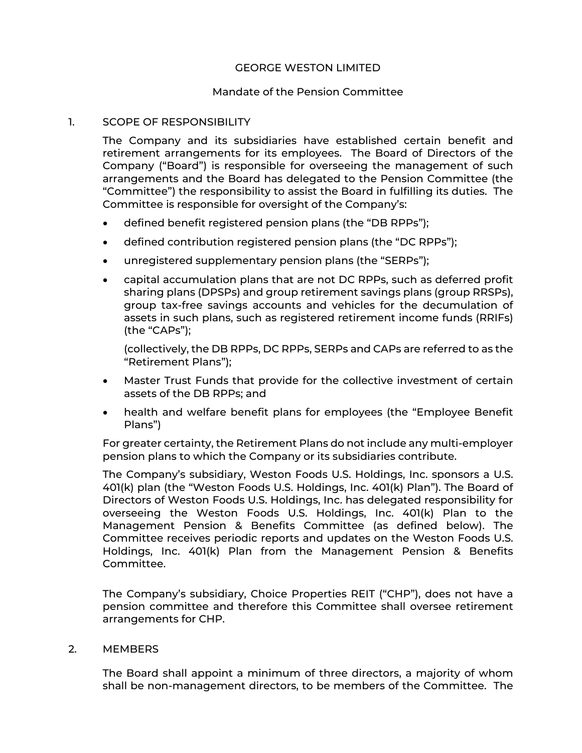GEORGE WESTON LIMITED

Mandate of the Pension Committee

## 1. SCOPE OF RESPONSIBILITY

The Company and its subsidiaries have established certain benefit and retirement arrangements for its employees. The Board of Directors of the Company ("Board") is responsible for overseeing the management of such arrangements and the Board has delegated to the Pension Committee (the "Committee") the responsibility to assist the Board in fulfilling its duties. The Committee is responsible for oversight of the Company's:

- defined benefit registered pension plans (the "DB RPPs");
- defined contribution registered pension plans (the "DC RPPs");
- unregistered supplementary pension plans (the "SERPs");
- capital accumulation plans that are not DC RPPs, such as deferred profit sharing plans (DPSPs) and group retirement savings plans (group RRSPs), group tax-free savings accounts and vehicles for the decumulation of assets in such plans, such as registered retirement income funds (RRIFs) (the "CAPs");

  (collectively, the DB RPPs, DC RPPs, SERPs and CAPs are referred to as the "Retirement Plans");
- Master Trust Funds that provide for the collective investment of certain assets of the DB RPPs; and
- health and welfare benefit plans for employees (the "Employee Benefit Plans")

For greater certainty, the Retirement Plans do not include any multi-employer pension plans to which the Company or its subsidiaries contribute.

The Company's subsidiary, Weston Foods U.S. Holdings, Inc. sponsors a U.S. 401(k) plan (the "Weston Foods U.S. Holdings, Inc. 401(k) Plan"). The Board of Directors of Weston Foods U.S. Holdings, Inc. has delegated responsibility for overseeing the Weston Foods U.S. Holdings, Inc. 401(k) Plan to the Management Pension & Benefits Committee (as defined below). The Committee receives periodic reports and updates on the Weston Foods U.S. Holdings, Inc. 401(k) Plan from the Management Pension & Benefits Committee.

The Company's subsidiary, Choice Properties REIT ("CHP"), does not have a pension committee and therefore this Committee shall oversee retirement arrangements for CHP.

## 2. MEMBERS

The Board shall appoint a minimum of three directors, a majority of whom shall be non-management directors, to be members of the Committee. The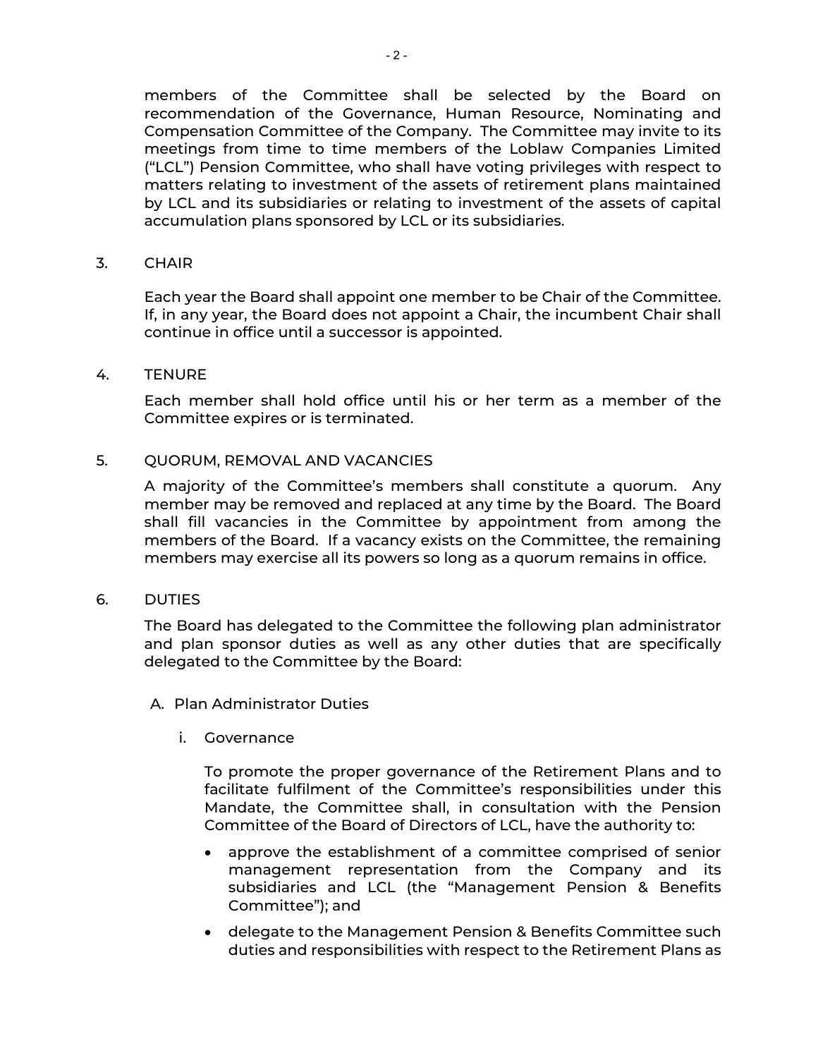members of the Committee shall be selected by the Board on recommendation of the Governance, Human Resource, Nominating and Compensation Committee of the Company. The Committee may invite to its meetings from time to time members of the Loblaw Companies Limited ("LCL") Pension Committee, who shall have voting privileges with respect to matters relating to investment of the assets of retirement plans maintained by LCL and its subsidiaries or relating to investment of the assets of capital accumulation plans sponsored by LCL or its subsidiaries.

3. CHAIR

Each year the Board shall appoint one member to be Chair of the Committee. If, in any year, the Board does not appoint a Chair, the incumbent Chair shall continue in office until a successor is appointed.

4. TENURE

Each member shall hold office until his or her term as a member of the Committee expires or is terminated.

5. QUORUM, REMOVAL AND VACANCIES

A majority of the Committee's members shall constitute a quorum. Any member may be removed and replaced at any time by the Board. The Board shall fill vacancies in the Committee by appointment from among the members of the Board. If a vacancy exists on the Committee, the remaining members may exercise all its powers so long as a quorum remains in office.

6. DUTIES

The Board has delegated to the Committee the following plan administrator and plan sponsor duties as well as any other duties that are specifically delegated to the Committee by the Board:

A. Plan Administrator Duties

i. Governance

To promote the proper governance of the Retirement Plans and to facilitate fulfilment of the Committee's responsibilities under this Mandate, the Committee shall, in consultation with the Pension Committee of the Board of Directors of LCL, have the authority to:

- approve the establishment of a committee comprised of senior management representation from the Company and its subsidiaries and LCL (the "Management Pension & Benefits Committee"); and
- delegate to the Management Pension & Benefits Committee such duties and responsibilities with respect to the Retirement Plans as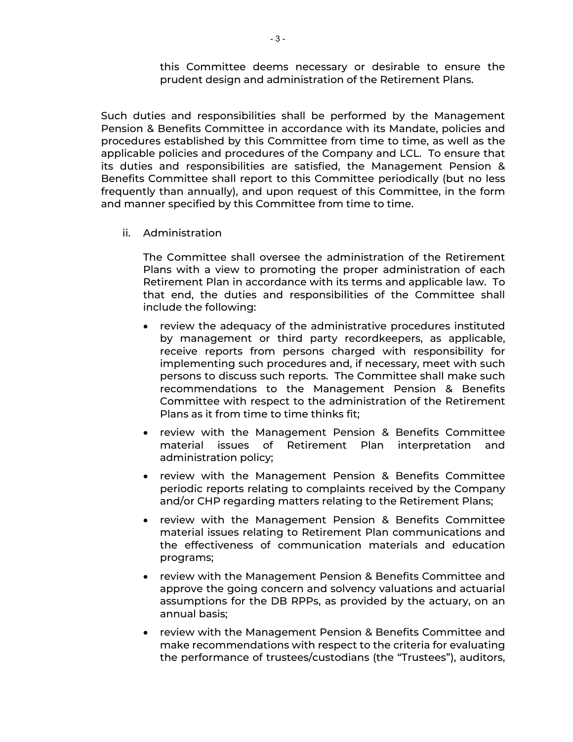this Committee deems necessary or desirable to ensure the prudent design and administration of the Retirement Plans.

Such duties and responsibilities shall be performed by the Management Pension & Benefits Committee in accordance with its Mandate, policies and procedures established by this Committee from time to time, as well as the applicable policies and procedures of the Company and LCL. To ensure that its duties and responsibilities are satisfied, the Management Pension & Benefits Committee shall report to this Committee periodically (but no less frequently than annually), and upon request of this Committee, in the form and manner specified by this Committee from time to time.

ii. Administration

The Committee shall oversee the administration of the Retirement Plans with a view to promoting the proper administration of each Retirement Plan in accordance with its terms and applicable law. To that end, the duties and responsibilities of the Committee shall include the following:

- review the adequacy of the administrative procedures instituted by management or third party recordkeepers, as applicable, receive reports from persons charged with responsibility for implementing such procedures and, if necessary, meet with such persons to discuss such reports. The Committee shall make such recommendations to the Management Pension & Benefits Committee with respect to the administration of the Retirement Plans as it from time to time thinks fit;
- review with the Management Pension & Benefits Committee material issues of Retirement Plan interpretation and administration policy;
- review with the Management Pension & Benefits Committee periodic reports relating to complaints received by the Company and/or CHP regarding matters relating to the Retirement Plans;
- review with the Management Pension & Benefits Committee material issues relating to Retirement Plan communications and the effectiveness of communication materials and education programs;
- review with the Management Pension & Benefits Committee and approve the going concern and solvency valuations and actuarial assumptions for the DB RPPs, as provided by the actuary, on an annual basis;
- review with the Management Pension & Benefits Committee and make recommendations with respect to the criteria for evaluating the performance of trustees/custodians (the "Trustees"), auditors,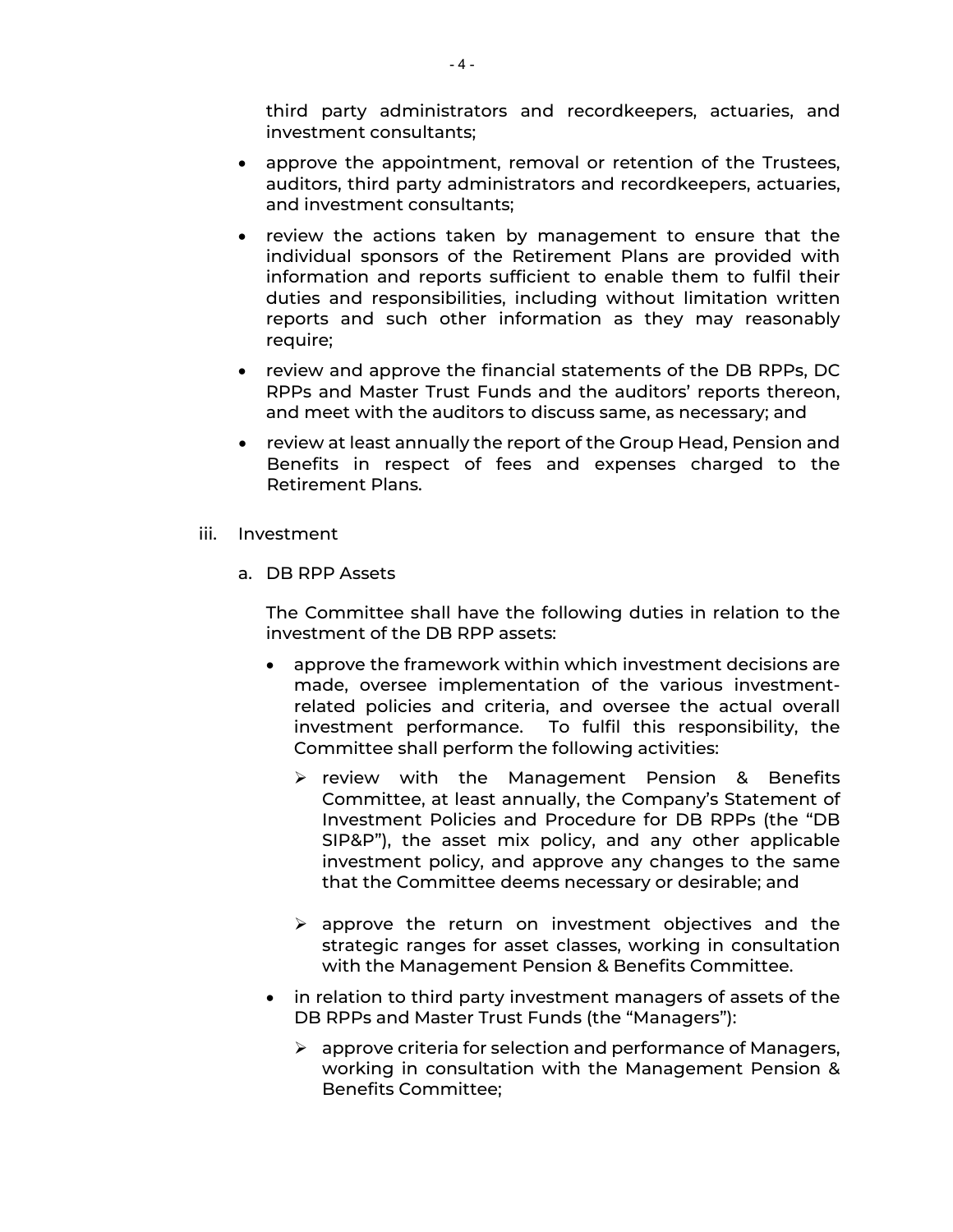third party administrators and recordkeepers, actuaries, and investment consultants;

- approve the appointment, removal or retention of the Trustees, auditors, third party administrators and recordkeepers, actuaries, and investment consultants;
- review the actions taken by management to ensure that the individual sponsors of the Retirement Plans are provided with information and reports sufficient to enable them to fulfil their duties and responsibilities, including without limitation written reports and such other information as they may reasonably require;
- review and approve the financial statements of the DB RPPs, DC RPPs and Master Trust Funds and the auditors' reports thereon, and meet with the auditors to discuss same, as necessary; and
- review at least annually the report of the Group Head, Pension and Benefits in respect of fees and expenses charged to the Retirement Plans.

iii. Investment

a. DB RPP Assets

The Committee shall have the following duties in relation to the investment of the DB RPP assets:

- approve the framework within which investment decisions are made, oversee implementation of the various investment-related policies and criteria, and oversee the actual overall investment performance. To fulfil this responsibility, the Committee shall perform the following activities:
  - review with the Management Pension & Benefits Committee, at least annually, the Company's Statement of Investment Policies and Procedure for DB RPPs (the "DB SIP&P"), the asset mix policy, and any other applicable investment policy, and approve any changes to the same that the Committee deems necessary or desirable; and
  - approve the return on investment objectives and the strategic ranges for asset classes, working in consultation with the Management Pension & Benefits Committee.
- in relation to third party investment managers of assets of the DB RPPs and Master Trust Funds (the "Managers"):
  - approve criteria for selection and performance of Managers, working in consultation with the Management Pension & Benefits Committee;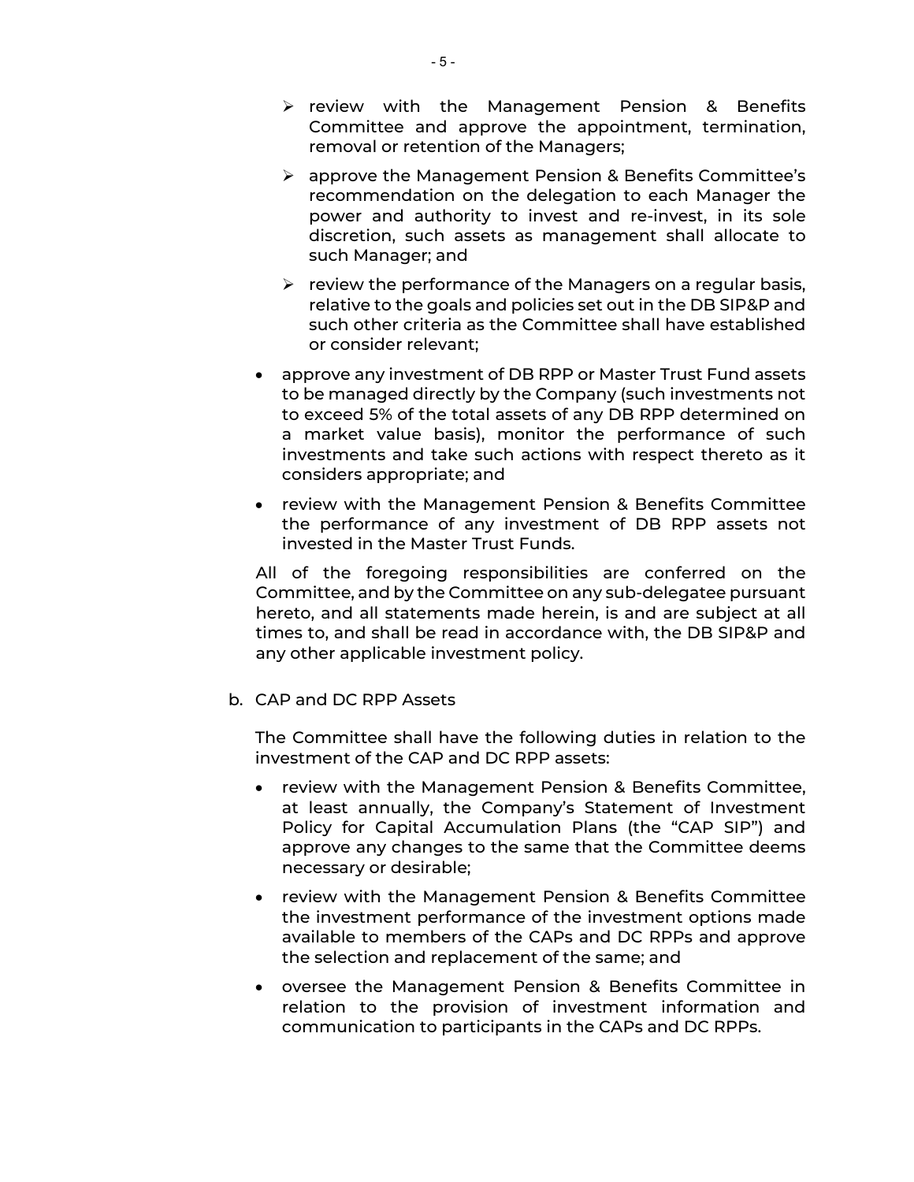- review with the Management Pension & Benefits Committee and approve the appointment, termination, removal or retention of the Managers;
  - approve the Management Pension & Benefits Committee's recommendation on the delegation to each Manager the power and authority to invest and re-invest, in its sole discretion, such assets as management shall allocate to such Manager; and
  - review the performance of the Managers on a regular basis, relative to the goals and policies set out in the DB SIP&P and such other criteria as the Committee shall have established or consider relevant;

- approve any investment of DB RPP or Master Trust Fund assets to be managed directly by the Company (such investments not to exceed 5% of the total assets of any DB RPP determined on a market value basis), monitor the performance of such investments and take such actions with respect thereto as it considers appropriate; and
- review with the Management Pension & Benefits Committee the performance of any investment of DB RPP assets not invested in the Master Trust Funds.

All of the foregoing responsibilities are conferred on the Committee, and by the Committee on any sub-delegatee pursuant hereto, and all statements made herein, is and are subject at all times to, and shall be read in accordance with, the DB SIP&P and any other applicable investment policy.

b. CAP and DC RPP Assets

The Committee shall have the following duties in relation to the investment of the CAP and DC RPP assets:

- review with the Management Pension & Benefits Committee, at least annually, the Company's Statement of Investment Policy for Capital Accumulation Plans (the "CAP SIP") and approve any changes to the same that the Committee deems necessary or desirable;
- review with the Management Pension & Benefits Committee the investment performance of the investment options made available to members of the CAPs and DC RPPs and approve the selection and replacement of the same; and
- oversee the Management Pension & Benefits Committee in relation to the provision of investment information and communication to participants in the CAPs and DC RPPs.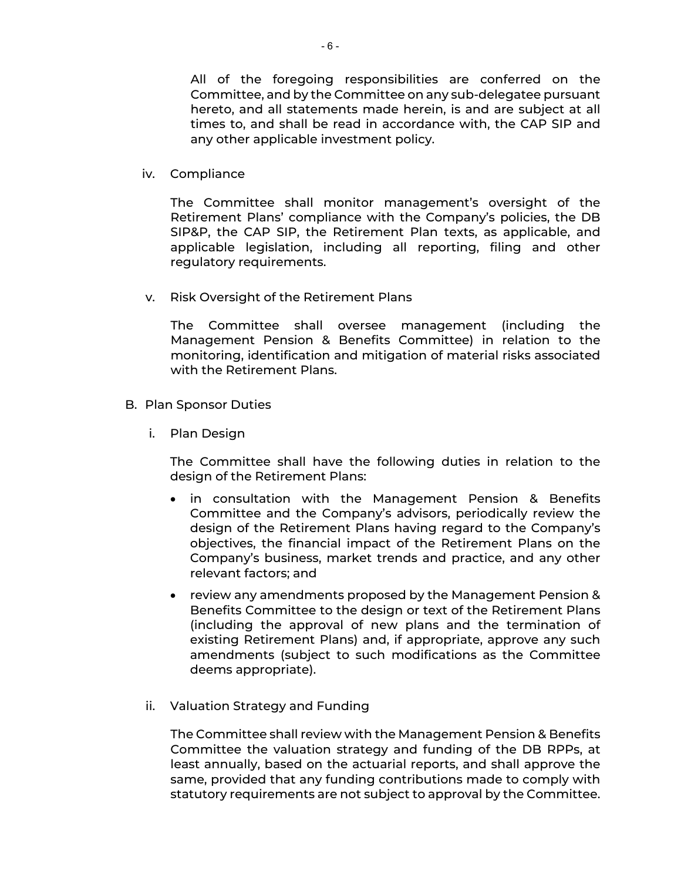All of the foregoing responsibilities are conferred on the Committee, and by the Committee on any sub-delegatee pursuant hereto, and all statements made herein, is and are subject at all times to, and shall be read in accordance with, the CAP SIP and any other applicable investment policy.

iv. Compliance

The Committee shall monitor management's oversight of the Retirement Plans' compliance with the Company's policies, the DB SIP&P, the CAP SIP, the Retirement Plan texts, as applicable, and applicable legislation, including all reporting, filing and other regulatory requirements.

v. Risk Oversight of the Retirement Plans

The Committee shall oversee management (including the Management Pension & Benefits Committee) in relation to the monitoring, identification and mitigation of material risks associated with the Retirement Plans.

B. Plan Sponsor Duties

i. Plan Design

The Committee shall have the following duties in relation to the design of the Retirement Plans:

- in consultation with the Management Pension & Benefits Committee and the Company's advisors, periodically review the design of the Retirement Plans having regard to the Company's objectives, the financial impact of the Retirement Plans on the Company's business, market trends and practice, and any other relevant factors; and
- review any amendments proposed by the Management Pension & Benefits Committee to the design or text of the Retirement Plans (including the approval of new plans and the termination of existing Retirement Plans) and, if appropriate, approve any such amendments (subject to such modifications as the Committee deems appropriate).

ii. Valuation Strategy and Funding

The Committee shall review with the Management Pension & Benefits Committee the valuation strategy and funding of the DB RPPs, at least annually, based on the actuarial reports, and shall approve the same, provided that any funding contributions made to comply with statutory requirements are not subject to approval by the Committee.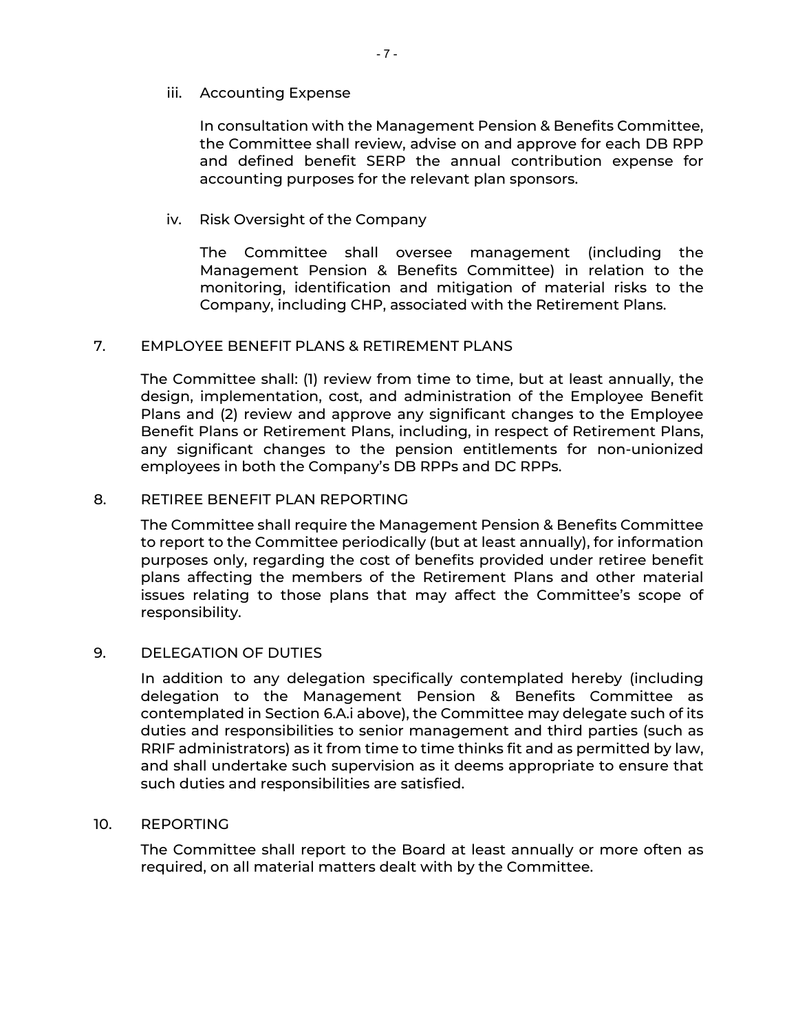iii. Accounting Expense

In consultation with the Management Pension & Benefits Committee, the Committee shall review, advise on and approve for each DB RPP and defined benefit SERP the annual contribution expense for accounting purposes for the relevant plan sponsors.

iv. Risk Oversight of the Company

The Committee shall oversee management (including the Management Pension & Benefits Committee) in relation to the monitoring, identification and mitigation of material risks to the Company, including CHP, associated with the Retirement Plans.

## 7. EMPLOYEE BENEFIT PLANS & RETIREMENT PLANS

The Committee shall: (1) review from time to time, but at least annually, the design, implementation, cost, and administration of the Employee Benefit Plans and (2) review and approve any significant changes to the Employee Benefit Plans or Retirement Plans, including, in respect of Retirement Plans, any significant changes to the pension entitlements for non-unionized employees in both the Company's DB RPPs and DC RPPs.

## 8. RETIREE BENEFIT PLAN REPORTING

The Committee shall require the Management Pension & Benefits Committee to report to the Committee periodically (but at least annually), for information purposes only, regarding the cost of benefits provided under retiree benefit plans affecting the members of the Retirement Plans and other material issues relating to those plans that may affect the Committee's scope of responsibility.

## 9. DELEGATION OF DUTIES

In addition to any delegation specifically contemplated hereby (including delegation to the Management Pension & Benefits Committee as contemplated in Section 6.A.i above), the Committee may delegate such of its duties and responsibilities to senior management and third parties (such as RRIF administrators) as it from time to time thinks fit and as permitted by law, and shall undertake such supervision as it deems appropriate to ensure that such duties and responsibilities are satisfied.

## 10. REPORTING

The Committee shall report to the Board at least annually or more often as required, on all material matters dealt with by the Committee.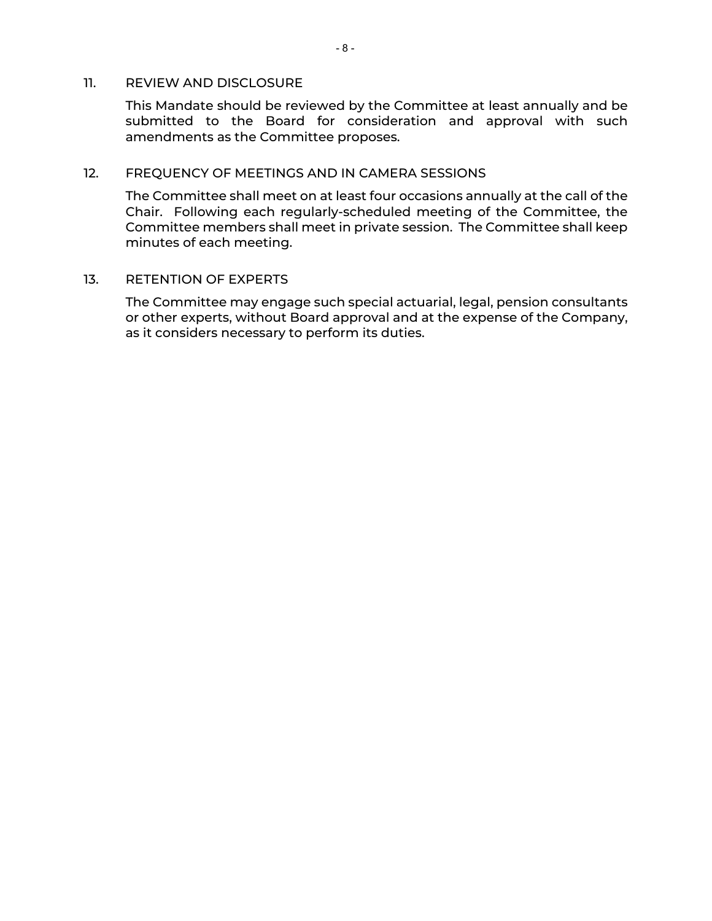## 11. REVIEW AND DISCLOSURE

This Mandate should be reviewed by the Committee at least annually and be submitted to the Board for consideration and approval with such amendments as the Committee proposes.

## 12. FREQUENCY OF MEETINGS AND IN CAMERA SESSIONS

The Committee shall meet on at least four occasions annually at the call of the Chair. Following each regularly-scheduled meeting of the Committee, the Committee members shall meet in private session. The Committee shall keep minutes of each meeting.

## 13. RETENTION OF EXPERTS

The Committee may engage such special actuarial, legal, pension consultants or other experts, without Board approval and at the expense of the Company, as it considers necessary to perform its duties.